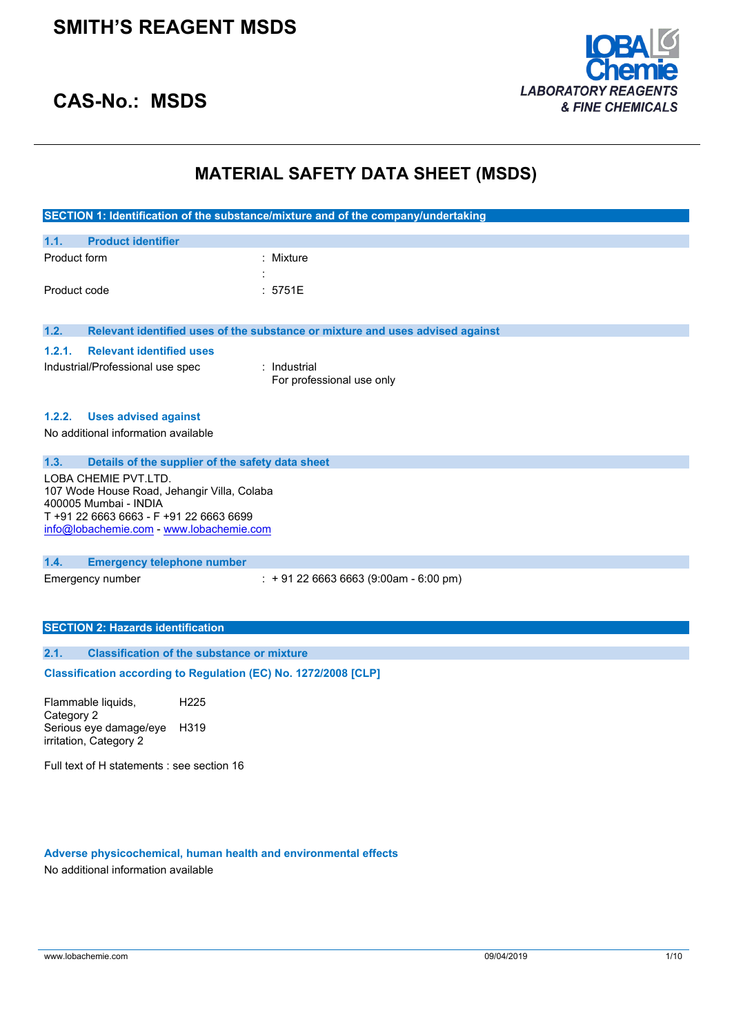# SMITH'S REAGENT MSDS

## CAS-No.: MSDS

LOBA Chemie
*LABORATORY REAGENTS & FINE CHEMICALS*

---

## MATERIAL SAFETY DATA SHEET (MSDS)

### SECTION 1: Identification of the substance/mixture and of the company/undertaking

#### 1.1. Product identifier

| | |
|---|---|
| Product form | : Mixture |
| | : |
| Product code | : 5751E |

#### 1.2. Relevant identified uses of the substance or mixture and uses advised against

##### 1.2.1. Relevant identified uses

Industrial/Professional use spec : Industrial
For professional use only

##### 1.2.2. Uses advised against

No additional information available

#### 1.3. Details of the supplier of the safety data sheet

LOBA CHEMIE PVT.LTD.
107 Wode House Road, Jehangir Villa, Colaba
400005 Mumbai - INDIA
T +91 22 6663 6663 - F +91 22 6663 6699
info@lobachemie.com - www.lobachemie.com

#### 1.4. Emergency telephone number

Emergency number : + 91 22 6663 6663 (9:00am - 6:00 pm)

### SECTION 2: Hazards identification

#### 2.1. Classification of the substance or mixture

**Classification according to Regulation (EC) No. 1272/2008 [CLP]**

| | |
|---|---|
| Flammable liquids, Category 2 | H225 |
| Serious eye damage/eye irritation, Category 2 | H319 |

Full text of H statements : see section 16

**Adverse physicochemical, human health and environmental effects**

No additional information available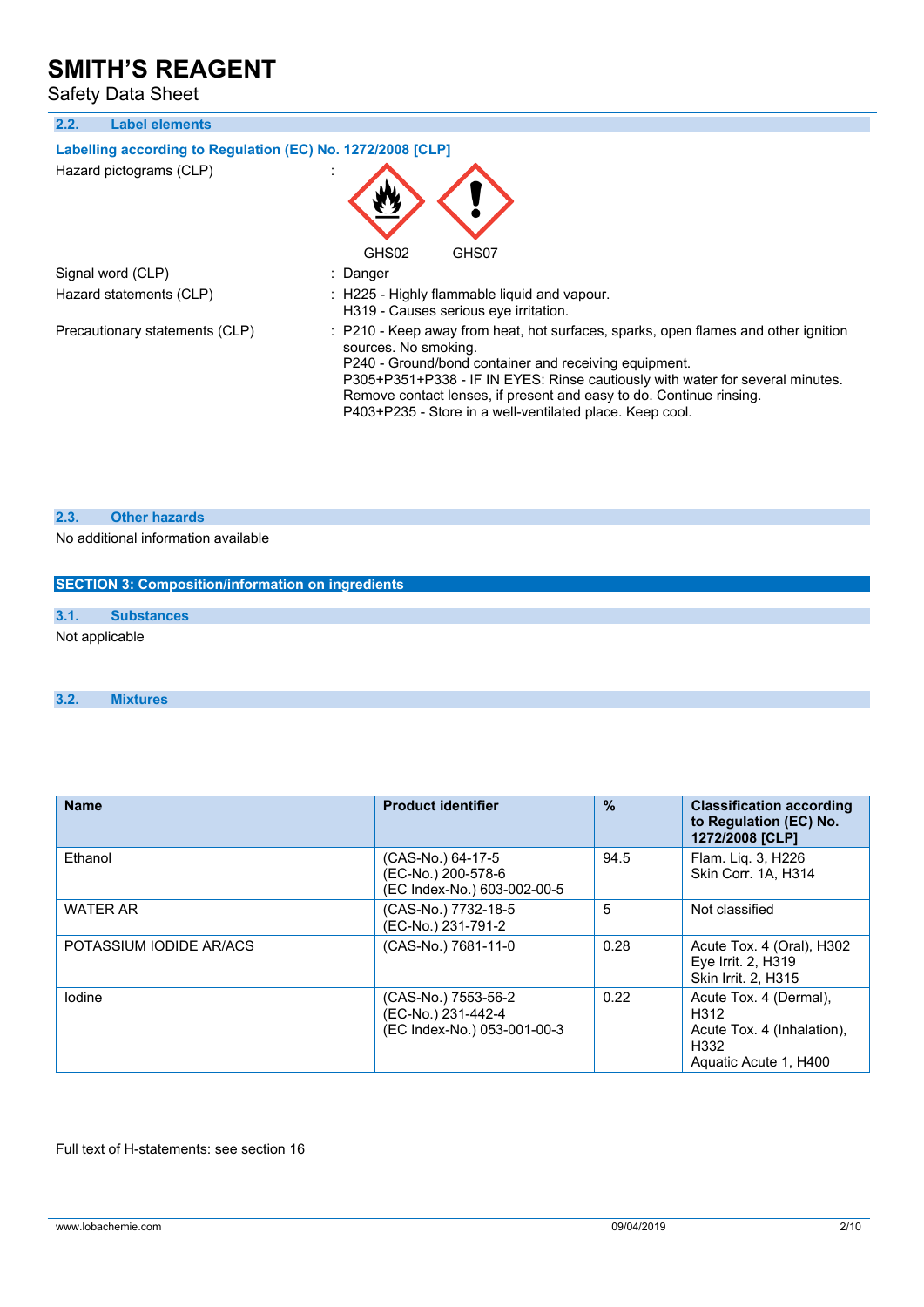### 2.2. Label elements

**Labelling according to Regulation (EC) No. 1272/2008 [CLP]**

Hazard pictograms (CLP) :

GHS02 GHS07

Signal word (CLP) : Danger

Hazard statements (CLP) : H225 - Highly flammable liquid and vapour.
H319 - Causes serious eye irritation.

Precautionary statements (CLP) : P210 - Keep away from heat, hot surfaces, sparks, open flames and other ignition sources. No smoking.
P240 - Ground/bond container and receiving equipment.
P305+P351+P338 - IF IN EYES: Rinse cautiously with water for several minutes. Remove contact lenses, if present and easy to do. Continue rinsing.
P403+P235 - Store in a well-ventilated place. Keep cool.

### 2.3. Other hazards

No additional information available

## SECTION 3: Composition/information on ingredients

### 3.1. Substances

Not applicable

### 3.2. Mixtures

| Name | Product identifier | % | Classification according to Regulation (EC) No. 1272/2008 [CLP] |
|---|---|---|---|
| Ethanol | (CAS-No.) 64-17-5<br>(EC-No.) 200-578-6<br>(EC Index-No.) 603-002-00-5 | 94.5 | Flam. Liq. 3, H226<br>Skin Corr. 1A, H314 |
| WATER AR | (CAS-No.) 7732-18-5<br>(EC-No.) 231-791-2 | 5 | Not classified |
| POTASSIUM IODIDE AR/ACS | (CAS-No.) 7681-11-0 | 0.28 | Acute Tox. 4 (Oral), H302<br>Eye Irrit. 2, H319<br>Skin Irrit. 2, H315 |
| Iodine | (CAS-No.) 7553-56-2<br>(EC-No.) 231-442-4<br>(EC Index-No.) 053-001-00-3 | 0.22 | Acute Tox. 4 (Dermal), H312<br>Acute Tox. 4 (Inhalation), H332<br>Aquatic Acute 1, H400 |

Full text of H-statements: see section 16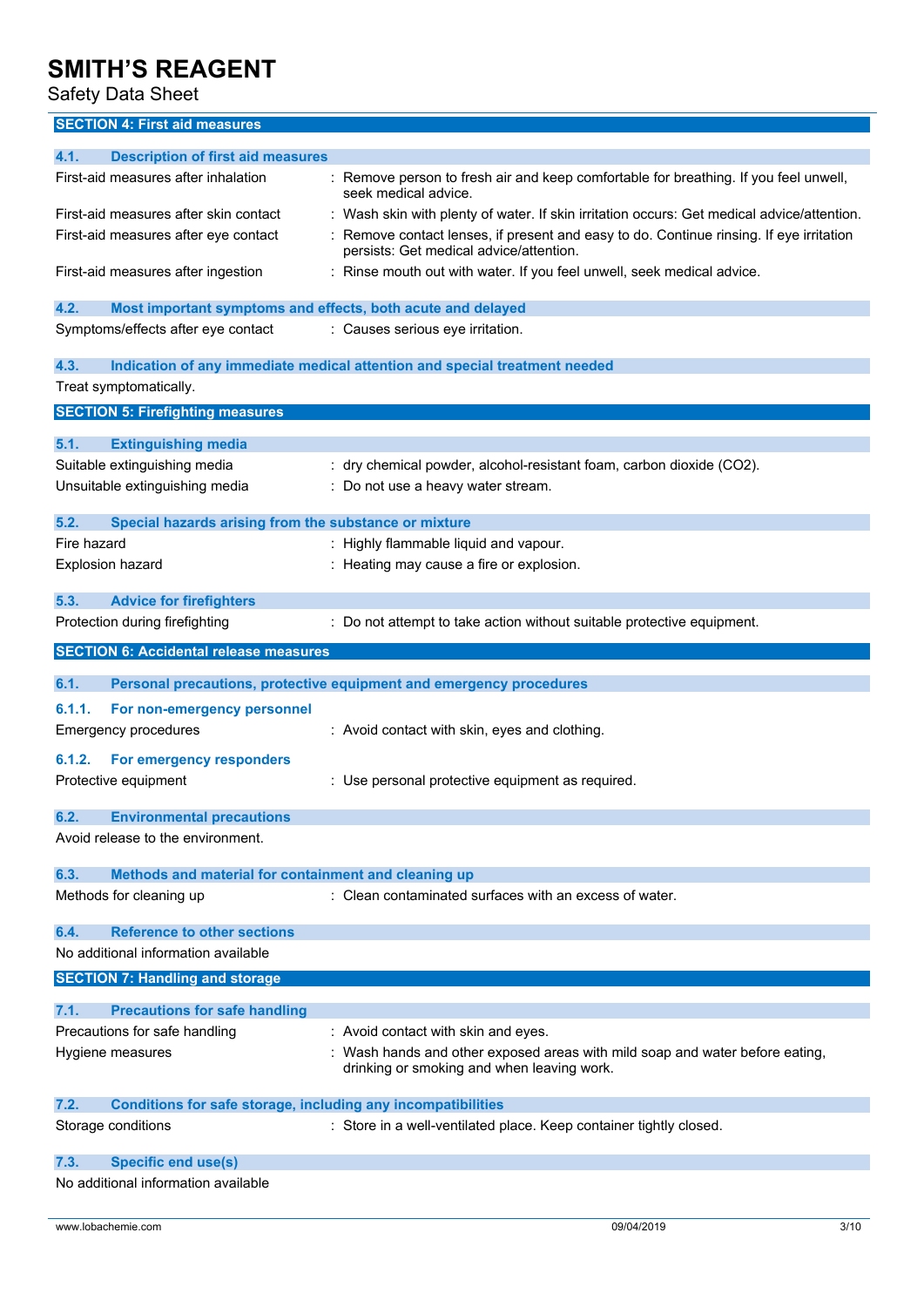## SECTION 4: First aid measures

### 4.1. Description of first aid measures

| | |
|---|---|
| First-aid measures after inhalation | : Remove person to fresh air and keep comfortable for breathing. If you feel unwell, seek medical advice. |
| First-aid measures after skin contact | : Wash skin with plenty of water. If skin irritation occurs: Get medical advice/attention. |
| First-aid measures after eye contact | : Remove contact lenses, if present and easy to do. Continue rinsing. If eye irritation persists: Get medical advice/attention. |
| First-aid measures after ingestion | : Rinse mouth out with water. If you feel unwell, seek medical advice. |

### 4.2. Most important symptoms and effects, both acute and delayed

| | |
|---|---|
| Symptoms/effects after eye contact | : Causes serious eye irritation. |

### 4.3. Indication of any immediate medical attention and special treatment needed

Treat symptomatically.

## SECTION 5: Firefighting measures

### 5.1. Extinguishing media

| | |
|---|---|
| Suitable extinguishing media | : dry chemical powder, alcohol-resistant foam, carbon dioxide ($CO_2$). |
| Unsuitable extinguishing media | : Do not use a heavy water stream. |

### 5.2. Special hazards arising from the substance or mixture

| | |
|---|---|
| Fire hazard | : Highly flammable liquid and vapour. |
| Explosion hazard | : Heating may cause a fire or explosion. |

### 5.3. Advice for firefighters

| | |
|---|---|
| Protection during firefighting | : Do not attempt to take action without suitable protective equipment. |

## SECTION 6: Accidental release measures

### 6.1. Personal precautions, protective equipment and emergency procedures

#### 6.1.1. For non-emergency personnel

| | |
|---|---|
| Emergency procedures | : Avoid contact with skin, eyes and clothing. |

#### 6.1.2. For emergency responders

| | |
|---|---|
| Protective equipment | : Use personal protective equipment as required. |

### 6.2. Environmental precautions

Avoid release to the environment.

### 6.3. Methods and material for containment and cleaning up

| | |
|---|---|
| Methods for cleaning up | : Clean contaminated surfaces with an excess of water. |

### 6.4. Reference to other sections

No additional information available

## SECTION 7: Handling and storage

### 7.1. Precautions for safe handling

| | |
|---|---|
| Precautions for safe handling | : Avoid contact with skin and eyes. |
| Hygiene measures | : Wash hands and other exposed areas with mild soap and water before eating, drinking or smoking and when leaving work. |

### 7.2. Conditions for safe storage, including any incompatibilities

| | |
|---|---|
| Storage conditions | : Store in a well-ventilated place. Keep container tightly closed. |

### 7.3. Specific end use(s)

No additional information available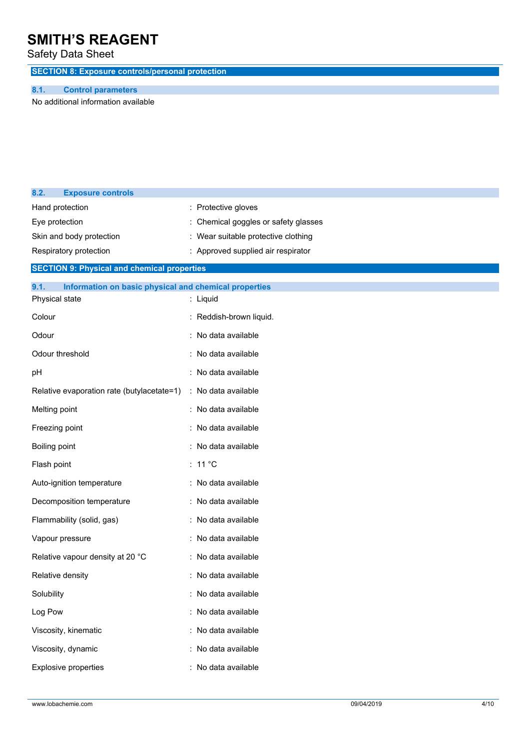## SECTION 8: Exposure controls/personal protection

### 8.1. Control parameters

No additional information available

### 8.2. Exposure controls

| | |
|---|---|
| Hand protection | : Protective gloves |
| Eye protection | : Chemical goggles or safety glasses |
| Skin and body protection | : Wear suitable protective clothing |
| Respiratory protection | : Approved supplied air respirator |

## SECTION 9: Physical and chemical properties

### 9.1. Information on basic physical and chemical properties

| | |
|---|---|
| Physical state | : Liquid |
| Colour | : Reddish-brown liquid. |
| Odour | : No data available |
| Odour threshold | : No data available |
| pH | : No data available |
| Relative evaporation rate (butylacetate=1) | : No data available |
| Melting point | : No data available |
| Freezing point | : No data available |
| Boiling point | : No data available |
| Flash point | : 11 °C |
| Auto-ignition temperature | : No data available |
| Decomposition temperature | : No data available |
| Flammability (solid, gas) | : No data available |
| Vapour pressure | : No data available |
| Relative vapour density at 20 °C | : No data available |
| Relative density | : No data available |
| Solubility | : No data available |
| Log Pow | : No data available |
| Viscosity, kinematic | : No data available |
| Viscosity, dynamic | : No data available |
| Explosive properties | : No data available |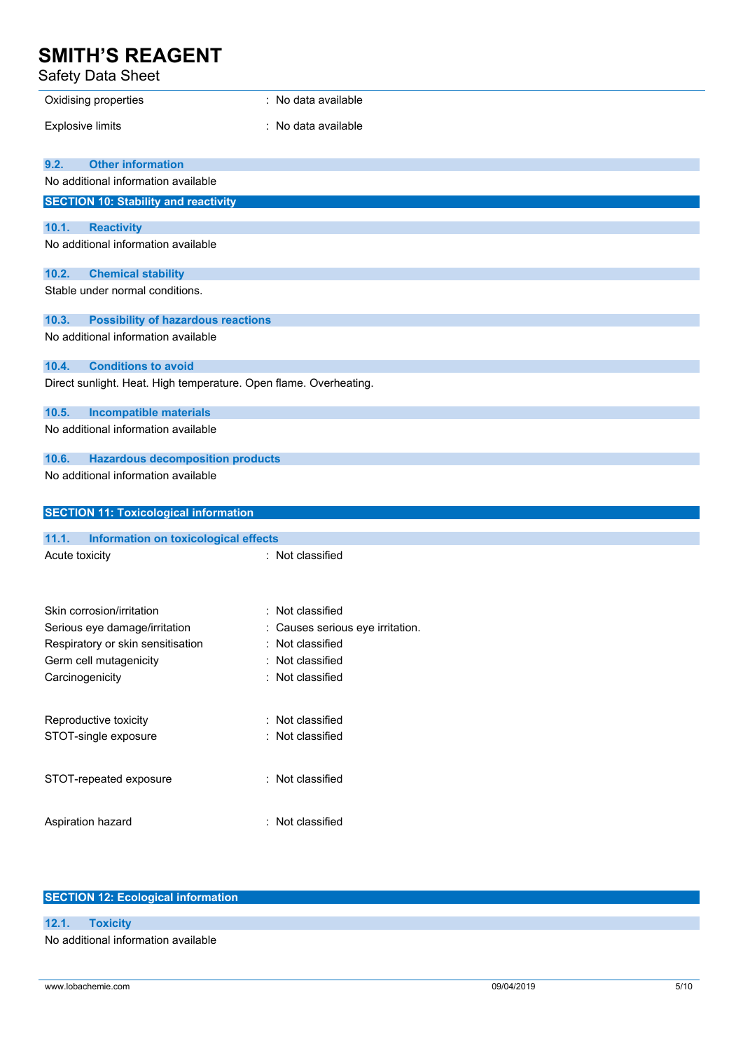| | |
|---|---|
| Oxidising properties | : No data available |
| Explosive limits | : No data available |

### 9.2. Other information

No additional information available

## SECTION 10: Stability and reactivity

### 10.1. Reactivity

No additional information available

### 10.2. Chemical stability

Stable under normal conditions.

### 10.3. Possibility of hazardous reactions

No additional information available

### 10.4. Conditions to avoid

Direct sunlight. Heat. High temperature. Open flame. Overheating.

### 10.5. Incompatible materials

No additional information available

### 10.6. Hazardous decomposition products

No additional information available

## SECTION 11: Toxicological information

### 11.1. Information on toxicological effects

| | |
|---|---|
| Acute toxicity | : Not classified |
| Skin corrosion/irritation | : Not classified |
| Serious eye damage/irritation | : Causes serious eye irritation. |
| Respiratory or skin sensitisation | : Not classified |
| Germ cell mutagenicity | : Not classified |
| Carcinogenicity | : Not classified |
| Reproductive toxicity | : Not classified |
| STOT-single exposure | : Not classified |
| STOT-repeated exposure | : Not classified |
| Aspiration hazard | : Not classified |

## SECTION 12: Ecological information

### 12.1. Toxicity

No additional information available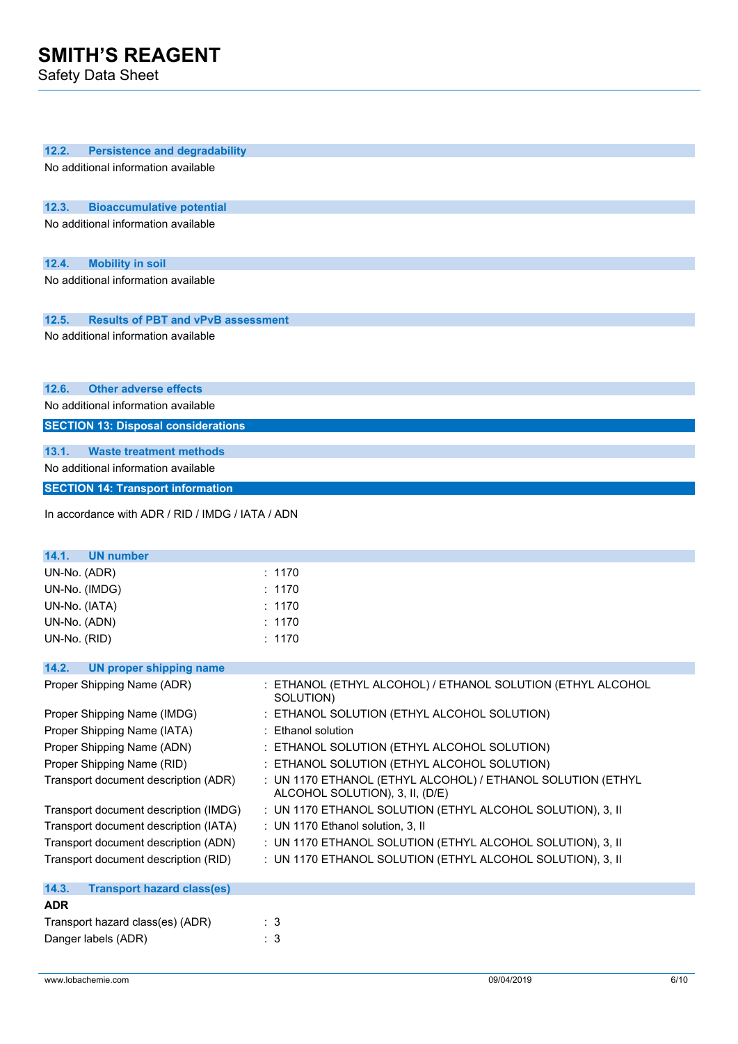### 12.2. Persistence and degradability

No additional information available

### 12.3. Bioaccumulative potential

No additional information available

### 12.4. Mobility in soil

No additional information available

### 12.5. Results of PBT and vPvB assessment

No additional information available

### 12.6. Other adverse effects

No additional information available

## SECTION 13: Disposal considerations

### 13.1. Waste treatment methods

No additional information available

## SECTION 14: Transport information

In accordance with ADR / RID / IMDG / IATA / ADN

### 14.1. UN number

| | |
|---|---|
| UN-No. (ADR) | : 1170 |
| UN-No. (IMDG) | : 1170 |
| UN-No. (IATA) | : 1170 |
| UN-No. (ADN) | : 1170 |
| UN-No. (RID) | : 1170 |

### 14.2. UN proper shipping name

| | |
|---|---|
| Proper Shipping Name (ADR) | : ETHANOL (ETHYL ALCOHOL) / ETHANOL SOLUTION (ETHYL ALCOHOL SOLUTION) |
| Proper Shipping Name (IMDG) | : ETHANOL SOLUTION (ETHYL ALCOHOL SOLUTION) |
| Proper Shipping Name (IATA) | : Ethanol solution |
| Proper Shipping Name (ADN) | : ETHANOL SOLUTION (ETHYL ALCOHOL SOLUTION) |
| Proper Shipping Name (RID) | : ETHANOL SOLUTION (ETHYL ALCOHOL SOLUTION) |
| Transport document description (ADR) | : UN 1170 ETHANOL (ETHYL ALCOHOL) / ETHANOL SOLUTION (ETHYL ALCOHOL SOLUTION), 3, II, (D/E) |
| Transport document description (IMDG) | : UN 1170 ETHANOL SOLUTION (ETHYL ALCOHOL SOLUTION), 3, II |
| Transport document description (IATA) | : UN 1170 Ethanol solution, 3, II |
| Transport document description (ADN) | : UN 1170 ETHANOL SOLUTION (ETHYL ALCOHOL SOLUTION), 3, II |
| Transport document description (RID) | : UN 1170 ETHANOL SOLUTION (ETHYL ALCOHOL SOLUTION), 3, II |

### 14.3. Transport hazard class(es)

**ADR**

| | |
|---|---|
| Transport hazard class(es) (ADR) | : 3 |
| Danger labels (ADR) | : 3 |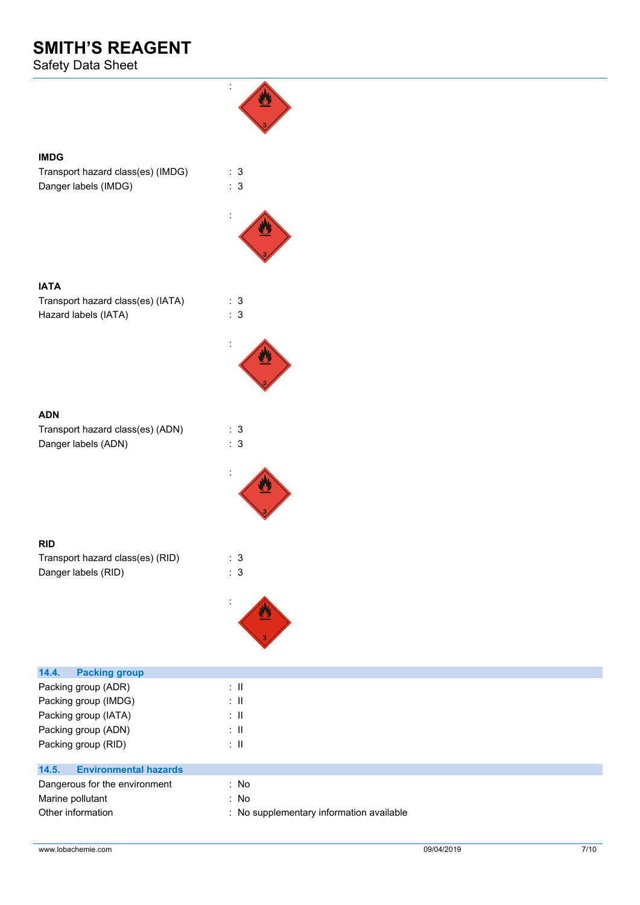:

**IMDG**

Transport hazard class(es) (IMDG) : 3

Danger labels (IMDG) : 3

:

**IATA**

Transport hazard class(es) (IATA) : 3

Hazard labels (IATA) : 3

:

**ADN**

Transport hazard class(es) (ADN) : 3

Danger labels (ADN) : 3

:

**RID**

Transport hazard class(es) (RID) : 3

Danger labels (RID) : 3

:

## 14.4. Packing group

Packing group (ADR) : II

Packing group (IMDG) : II

Packing group (IATA) : II

Packing group (ADN) : II

Packing group (RID) : II

## 14.5. Environmental hazards

Dangerous for the environment : No

Marine pollutant : No

Other information : No supplementary information available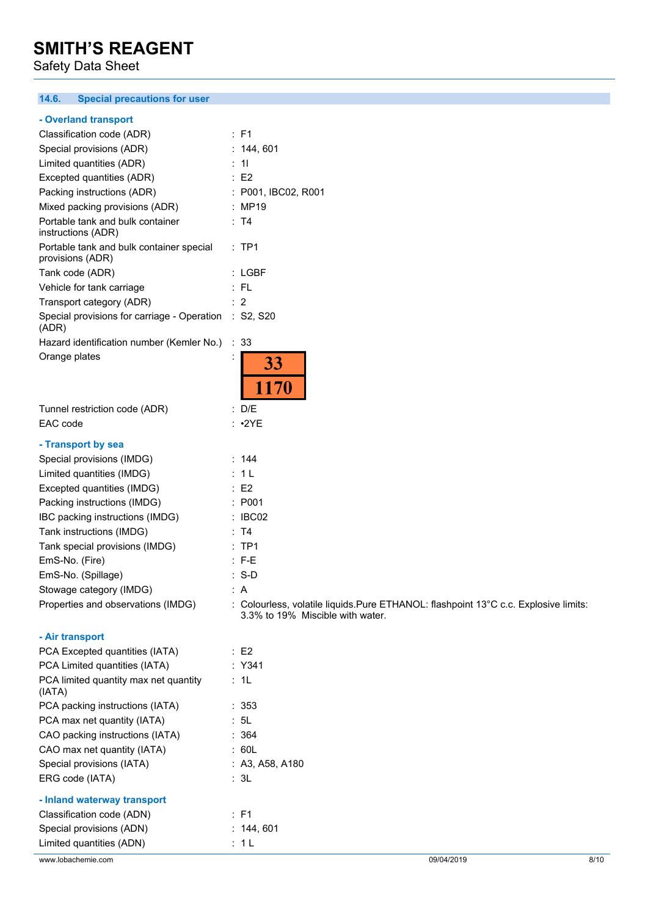### 14.6. Special precautions for user

**- Overland transport**

| | |
|---|---|
| Classification code (ADR) | : F1 |
| Special provisions (ADR) | : 144, 601 |
| Limited quantities (ADR) | : 1l |
| Excepted quantities (ADR) | : E2 |
| Packing instructions (ADR) | : P001, IBC02, R001 |
| Mixed packing provisions (ADR) | : MP19 |
| Portable tank and bulk container instructions (ADR) | : T4 |
| Portable tank and bulk container special provisions (ADR) | : TP1 |
| Tank code (ADR) | : LGBF |
| Vehicle for tank carriage | : FL |
| Transport category (ADR) | : 2 |
| Special provisions for carriage - Operation (ADR) | : S2, S20 |
| Hazard identification number (Kemler No.) | : 33 |
| Orange plates | : 33 / 1170 |
| Tunnel restriction code (ADR) | : D/E |
| EAC code | : •2YE |

**- Transport by sea**

| | |
|---|---|
| Special provisions (IMDG) | : 144 |
| Limited quantities (IMDG) | : 1 L |
| Excepted quantities (IMDG) | : E2 |
| Packing instructions (IMDG) | : P001 |
| IBC packing instructions (IMDG) | : IBC02 |
| Tank instructions (IMDG) | : T4 |
| Tank special provisions (IMDG) | : TP1 |
| EmS-No. (Fire) | : F-E |
| EmS-No. (Spillage) | : S-D |
| Stowage category (IMDG) | : A |
| Properties and observations (IMDG) | : Colourless, volatile liquids.Pure ETHANOL: flashpoint 13°C c.c. Explosive limits: 3.3% to 19% Miscible with water. |

**- Air transport**

| | |
|---|---|
| PCA Excepted quantities (IATA) | : E2 |
| PCA Limited quantities (IATA) | : Y341 |
| PCA limited quantity max net quantity (IATA) | : 1L |
| PCA packing instructions (IATA) | : 353 |
| PCA max net quantity (IATA) | : 5L |
| CAO packing instructions (IATA) | : 364 |
| CAO max net quantity (IATA) | : 60L |
| Special provisions (IATA) | : A3, A58, A180 |
| ERG code (IATA) | : 3L |

**- Inland waterway transport**

| | |
|---|---|
| Classification code (ADN) | : F1 |
| Special provisions (ADN) | : 144, 601 |
| Limited quantities (ADN) | : 1 L |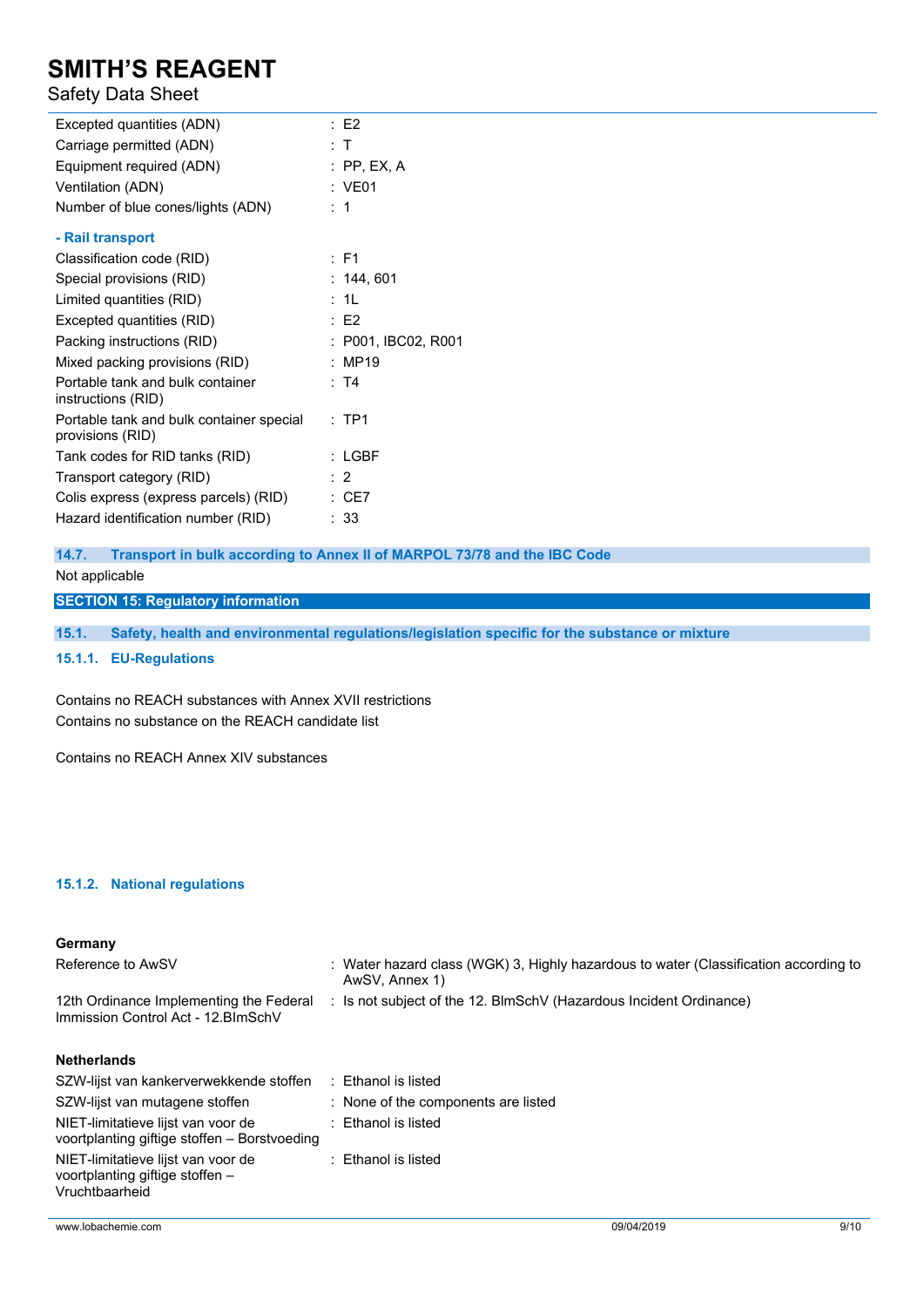| | |
|---|---|
| Excepted quantities (ADN) | : E2 |
| Carriage permitted (ADN) | : T |
| Equipment required (ADN) | : PP, EX, A |
| Ventilation (ADN) | : VE01 |
| Number of blue cones/lights (ADN) | : 1 |

**- Rail transport**

| | |
|---|---|
| Classification code (RID) | : F1 |
| Special provisions (RID) | : 144, 601 |
| Limited quantities (RID) | : 1L |
| Excepted quantities (RID) | : E2 |
| Packing instructions (RID) | : P001, IBC02, R001 |
| Mixed packing provisions (RID) | : MP19 |
| Portable tank and bulk container instructions (RID) | : T4 |
| Portable tank and bulk container special provisions (RID) | : TP1 |
| Tank codes for RID tanks (RID) | : LGBF |
| Transport category (RID) | : 2 |
| Colis express (express parcels) (RID) | : CE7 |
| Hazard identification number (RID) | : 33 |

### 14.7. Transport in bulk according to Annex II of MARPOL 73/78 and the IBC Code

Not applicable

## SECTION 15: Regulatory information

### 15.1. Safety, health and environmental regulations/legislation specific for the substance or mixture

#### 15.1.1. EU-Regulations

Contains no REACH substances with Annex XVII restrictions

Contains no substance on the REACH candidate list

Contains no REACH Annex XIV substances

#### 15.1.2. National regulations

**Germany**

| | |
|---|---|
| Reference to AwSV | : Water hazard class (WGK) 3, Highly hazardous to water (Classification according to AwSV, Annex 1) |
| 12th Ordinance Implementing the Federal Immission Control Act - 12.BImSchV | : Is not subject of the 12. BlmSchV (Hazardous Incident Ordinance) |

**Netherlands**

| | |
|---|---|
| SZW-lijst van kankerverwekkende stoffen | : Ethanol is listed |
| SZW-lijst van mutagene stoffen | : None of the components are listed |
| NIET-limitatieve lijst van voor de voortplanting giftige stoffen – Borstvoeding | : Ethanol is listed |
| NIET-limitatieve lijst van voor de voortplanting giftige stoffen – Vruchtbaarheid | : Ethanol is listed |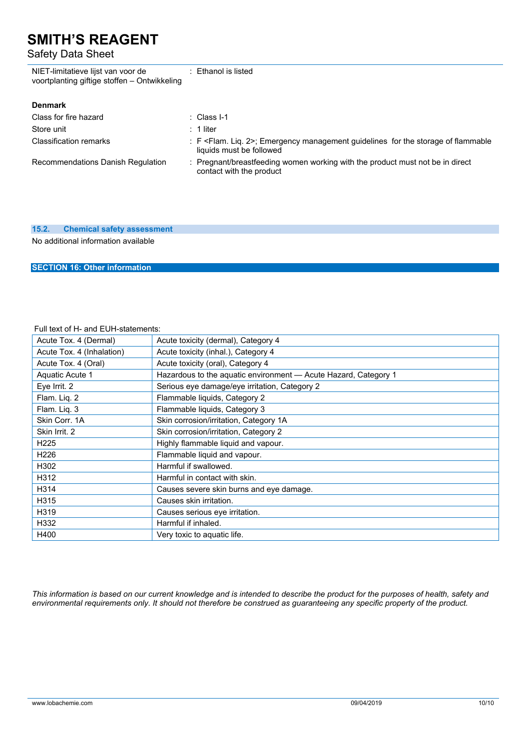| | |
|---|---|
| NIET-limitatieve lijst van voor de voortplanting giftige stoffen – Ontwikkeling | : Ethanol is listed |

**Denmark**

| | |
|---|---|
| Class for fire hazard | : Class I-1 |
| Store unit | : 1 liter |
| Classification remarks | : F <Flam. Liq. 2>; Emergency management guidelines for the storage of flammable liquids must be followed |
| Recommendations Danish Regulation | : Pregnant/breastfeeding women working with the product must not be in direct contact with the product |

### 15.2. Chemical safety assessment

No additional information available

## SECTION 16: Other information

Full text of H- and EUH-statements:

| | |
|---|---|
| Acute Tox. 4 (Dermal) | Acute toxicity (dermal), Category 4 |
| Acute Tox. 4 (Inhalation) | Acute toxicity (inhal.), Category 4 |
| Acute Tox. 4 (Oral) | Acute toxicity (oral), Category 4 |
| Aquatic Acute 1 | Hazardous to the aquatic environment — Acute Hazard, Category 1 |
| Eye Irrit. 2 | Serious eye damage/eye irritation, Category 2 |
| Flam. Liq. 2 | Flammable liquids, Category 2 |
| Flam. Liq. 3 | Flammable liquids, Category 3 |
| Skin Corr. 1A | Skin corrosion/irritation, Category 1A |
| Skin Irrit. 2 | Skin corrosion/irritation, Category 2 |
| H225 | Highly flammable liquid and vapour. |
| H226 | Flammable liquid and vapour. |
| H302 | Harmful if swallowed. |
| H312 | Harmful in contact with skin. |
| H314 | Causes severe skin burns and eye damage. |
| H315 | Causes skin irritation. |
| H319 | Causes serious eye irritation. |
| H332 | Harmful if inhaled. |
| H400 | Very toxic to aquatic life. |

*This information is based on our current knowledge and is intended to describe the product for the purposes of health, safety and environmental requirements only. It should not therefore be construed as guaranteeing any specific property of the product.*